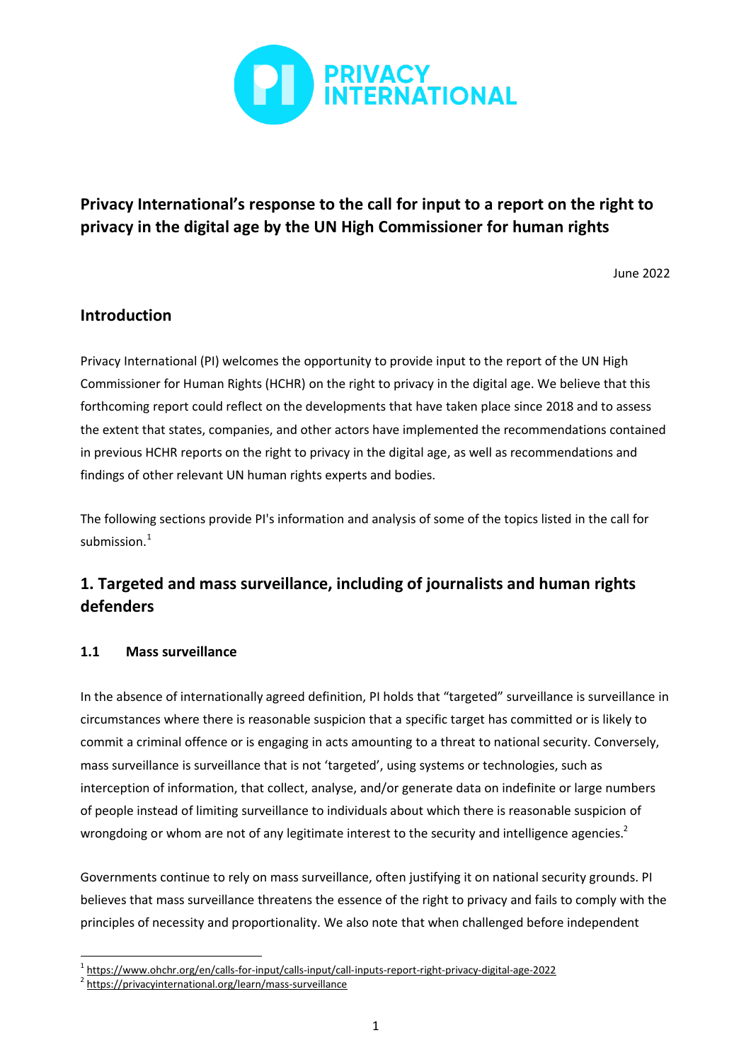**Privacy International's response to the call for input to a report on the right to privacy in the digital age by the UN High Commissioner for human rights**

June 2022

## Introduction

Privacy International (PI) welcomes the opportunity to provide input to the report of the UN High Commissioner for Human Rights (HCHR) on the right to privacy in the digital age. We believe that this forthcoming report could reflect on the developments that have taken place since 2018 and to assess the extent that states, companies, and other actors have implemented the recommendations contained in previous HCHR reports on the right to privacy in the digital age, as well as recommendations and findings of other relevant UN human rights experts and bodies.

The following sections provide PI's information and analysis of some of the topics listed in the call for submission.[1]

## 1. Targeted and mass surveillance, including of journalists and human rights defenders

### 1.1 Mass surveillance

In the absence of internationally agreed definition, PI holds that "targeted" surveillance is surveillance in circumstances where there is reasonable suspicion that a specific target has committed or is likely to commit a criminal offence or is engaging in acts amounting to a threat to national security. Conversely, mass surveillance is surveillance that is not 'targeted', using systems or technologies, such as interception of information, that collect, analyse, and/or generate data on indefinite or large numbers of people instead of limiting surveillance to individuals about which there is reasonable suspicion of wrongdoing or whom are not of any legitimate interest to the security and intelligence agencies.[2]

Governments continue to rely on mass surveillance, often justifying it on national security grounds. PI believes that mass surveillance threatens the essence of the right to privacy and fails to comply with the principles of necessity and proportionality. We also note that when challenged before independent

[1] https://www.ohchr.org/en/calls-for-input/calls-input/call-inputs-report-right-privacy-digital-age-2022

[2] https://privacyinternational.org/learn/mass-surveillance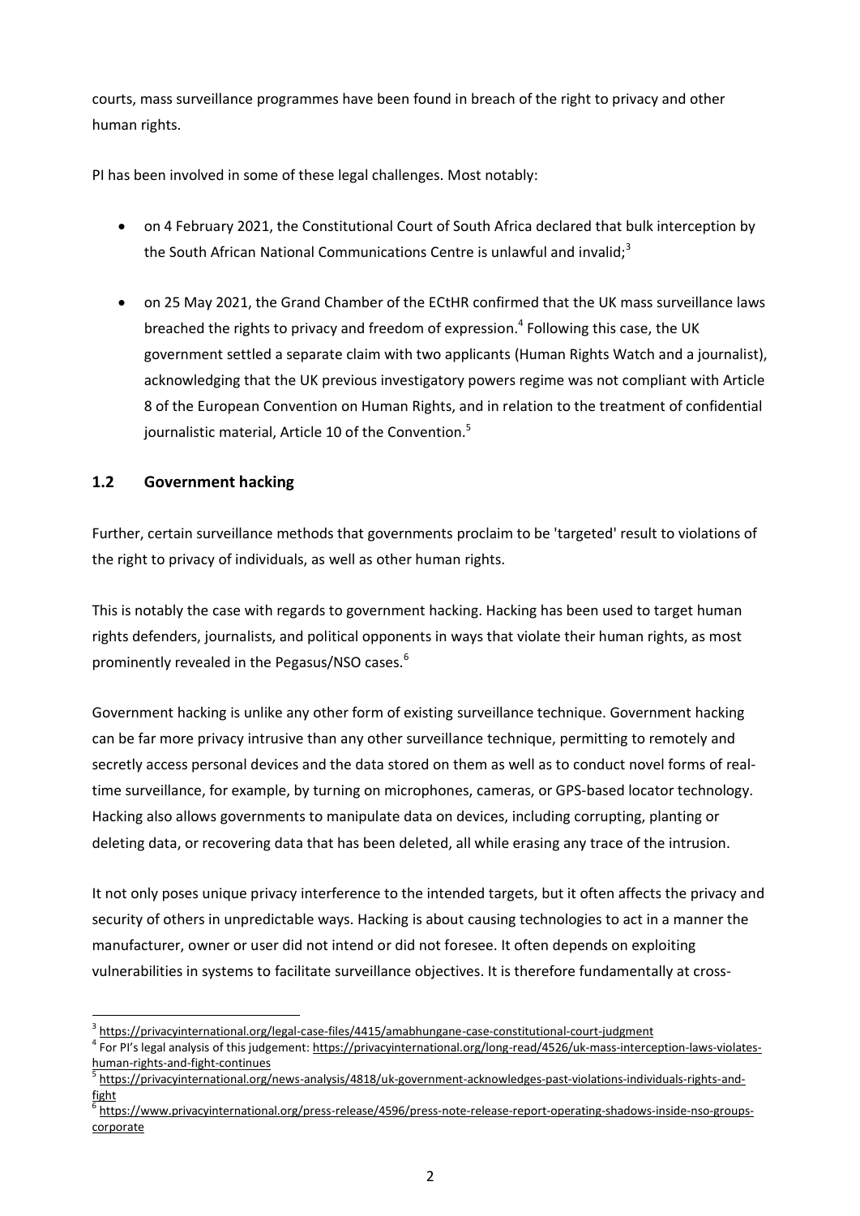courts, mass surveillance programmes have been found in breach of the right to privacy and other human rights.

PI has been involved in some of these legal challenges. Most notably:

- on 4 February 2021, the Constitutional Court of South Africa declared that bulk interception by the South African National Communications Centre is unlawful and invalid;[3]

- on 25 May 2021, the Grand Chamber of the ECtHR confirmed that the UK mass surveillance laws breached the rights to privacy and freedom of expression.[4] Following this case, the UK government settled a separate claim with two applicants (Human Rights Watch and a journalist), acknowledging that the UK previous investigatory powers regime was not compliant with Article 8 of the European Convention on Human Rights, and in relation to the treatment of confidential journalistic material, Article 10 of the Convention.[5]

## 1.2 Government hacking

Further, certain surveillance methods that governments proclaim to be 'targeted' result to violations of the right to privacy of individuals, as well as other human rights.

This is notably the case with regards to government hacking. Hacking has been used to target human rights defenders, journalists, and political opponents in ways that violate their human rights, as most prominently revealed in the Pegasus/NSO cases.[6]

Government hacking is unlike any other form of existing surveillance technique. Government hacking can be far more privacy intrusive than any other surveillance technique, permitting to remotely and secretly access personal devices and the data stored on them as well as to conduct novel forms of real-time surveillance, for example, by turning on microphones, cameras, or GPS-based locator technology. Hacking also allows governments to manipulate data on devices, including corrupting, planting or deleting data, or recovering data that has been deleted, all while erasing any trace of the intrusion.

It not only poses unique privacy interference to the intended targets, but it often affects the privacy and security of others in unpredictable ways. Hacking is about causing technologies to act in a manner the manufacturer, owner or user did not intend or did not foresee. It often depends on exploiting vulnerabilities in systems to facilitate surveillance objectives. It is therefore fundamentally at cross-

---

[3] https://privacyinternational.org/legal-case-files/4415/amabhungane-case-constitutional-court-judgment

[4] For PI's legal analysis of this judgement: https://privacyinternational.org/long-read/4526/uk-mass-interception-laws-violates-human-rights-and-fight-continues

[5] https://privacyinternational.org/news-analysis/4818/uk-government-acknowledges-past-violations-individuals-rights-and-fight

[6] https://www.privacyinternational.org/press-release/4596/press-note-release-report-operating-shadows-inside-nso-groups-corporate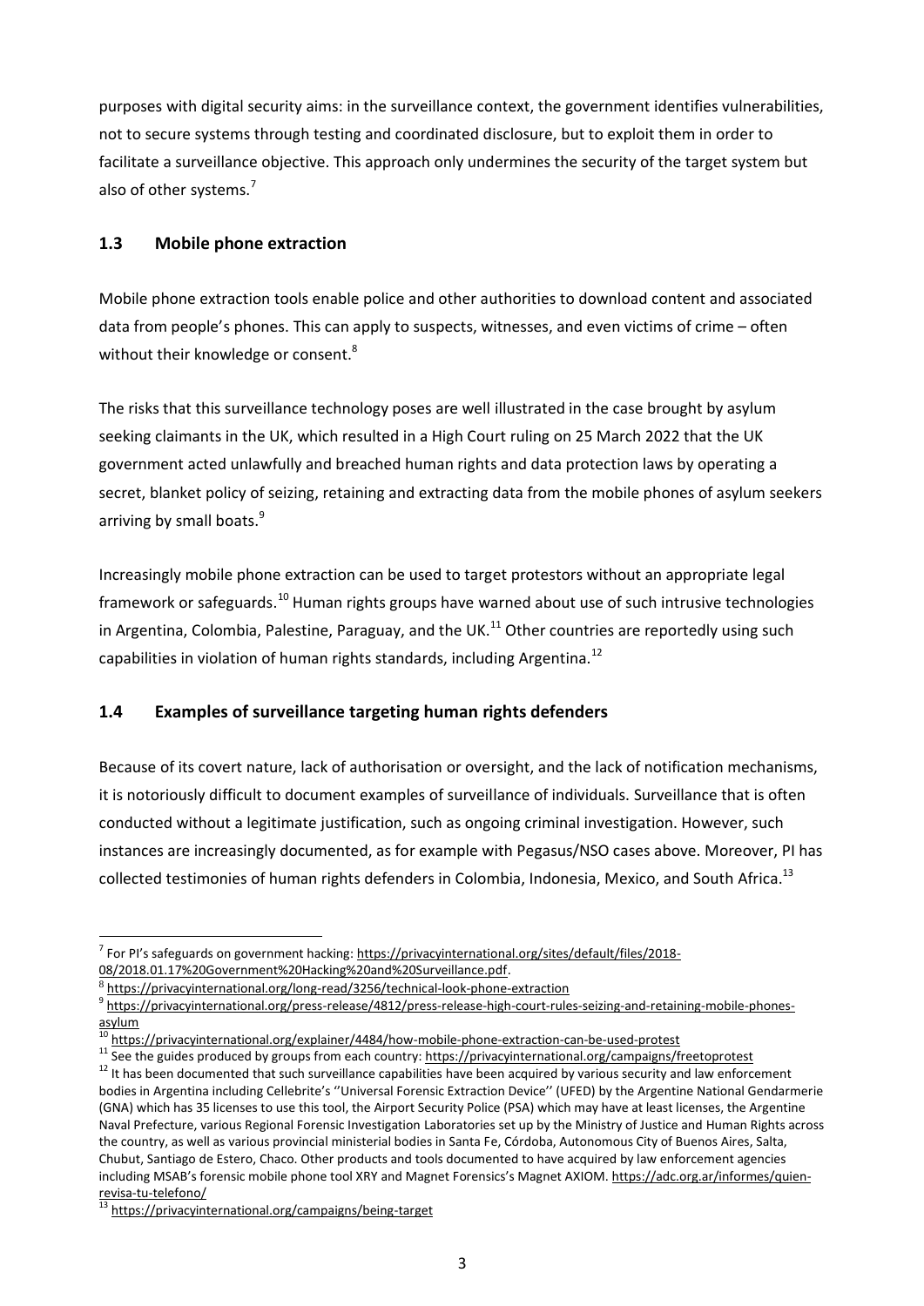purposes with digital security aims: in the surveillance context, the government identifies vulnerabilities, not to secure systems through testing and coordinated disclosure, but to exploit them in order to facilitate a surveillance objective. This approach only undermines the security of the target system but also of other systems.[7]

## 1.3 Mobile phone extraction

Mobile phone extraction tools enable police and other authorities to download content and associated data from people's phones. This can apply to suspects, witnesses, and even victims of crime – often without their knowledge or consent.[8]

The risks that this surveillance technology poses are well illustrated in the case brought by asylum seeking claimants in the UK, which resulted in a High Court ruling on 25 March 2022 that the UK government acted unlawfully and breached human rights and data protection laws by operating a secret, blanket policy of seizing, retaining and extracting data from the mobile phones of asylum seekers arriving by small boats.[9]

Increasingly mobile phone extraction can be used to target protestors without an appropriate legal framework or safeguards.[10] Human rights groups have warned about use of such intrusive technologies in Argentina, Colombia, Palestine, Paraguay, and the UK.[11] Other countries are reportedly using such capabilities in violation of human rights standards, including Argentina.[12]

## 1.4 Examples of surveillance targeting human rights defenders

Because of its covert nature, lack of authorisation or oversight, and the lack of notification mechanisms, it is notoriously difficult to document examples of surveillance of individuals. Surveillance that is often conducted without a legitimate justification, such as ongoing criminal investigation. However, such instances are increasingly documented, as for example with Pegasus/NSO cases above. Moreover, PI has collected testimonies of human rights defenders in Colombia, Indonesia, Mexico, and South Africa.[13]

---

[7] For PI's safeguards on government hacking: https://privacyinternational.org/sites/default/files/2018-08/2018.01.17%20Government%20Hacking%20and%20Surveillance.pdf.

[8] https://privacyinternational.org/long-read/3256/technical-look-phone-extraction

[9] https://privacyinternational.org/press-release/4812/press-release-high-court-rules-seizing-and-retaining-mobile-phones-asylum

[10] https://privacyinternational.org/explainer/4484/how-mobile-phone-extraction-can-be-used-protest

[11] See the guides produced by groups from each country: https://privacyinternational.org/campaigns/freetoprotest

[12] It has been documented that such surveillance capabilities have been acquired by various security and law enforcement bodies in Argentina including Cellebrite's ''Universal Forensic Extraction Device'' (UFED) by the Argentine National Gendarmerie (GNA) which has 35 licenses to use this tool, the Airport Security Police (PSA) which may have at least licenses, the Argentine Naval Prefecture, various Regional Forensic Investigation Laboratories set up by the Ministry of Justice and Human Rights across the country, as well as various provincial ministerial bodies in Santa Fe, Córdoba, Autonomous City of Buenos Aires, Salta, Chubut, Santiago de Estero, Chaco. Other products and tools documented to have acquired by law enforcement agencies including MSAB's forensic mobile phone tool XRY and Magnet Forensics's Magnet AXIOM. https://adc.org.ar/informes/quien-revisa-tu-telefono/

[13] https://privacyinternational.org/campaigns/being-target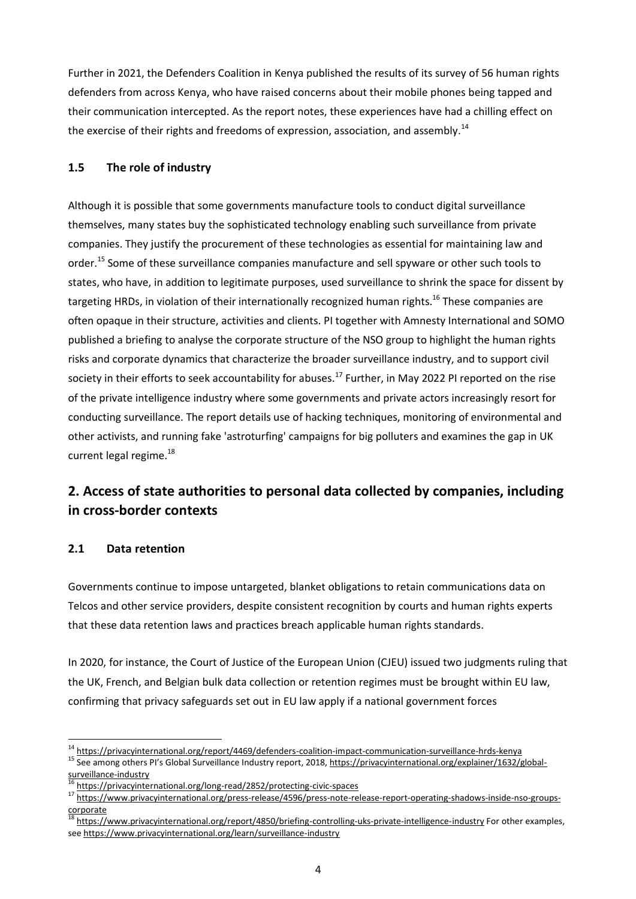Further in 2021, the Defenders Coalition in Kenya published the results of its survey of 56 human rights defenders from across Kenya, who have raised concerns about their mobile phones being tapped and their communication intercepted. As the report notes, these experiences have had a chilling effect on the exercise of their rights and freedoms of expression, association, and assembly.[14]

### 1.5 The role of industry

Although it is possible that some governments manufacture tools to conduct digital surveillance themselves, many states buy the sophisticated technology enabling such surveillance from private companies. They justify the procurement of these technologies as essential for maintaining law and order.[15] Some of these surveillance companies manufacture and sell spyware or other such tools to states, who have, in addition to legitimate purposes, used surveillance to shrink the space for dissent by targeting HRDs, in violation of their internationally recognized human rights.[16] These companies are often opaque in their structure, activities and clients. PI together with Amnesty International and SOMO published a briefing to analyse the corporate structure of the NSO group to highlight the human rights risks and corporate dynamics that characterize the broader surveillance industry, and to support civil society in their efforts to seek accountability for abuses.[17] Further, in May 2022 PI reported on the rise of the private intelligence industry where some governments and private actors increasingly resort for conducting surveillance. The report details use of hacking techniques, monitoring of environmental and other activists, and running fake 'astroturfing' campaigns for big polluters and examines the gap in UK current legal regime.[18]

## 2. Access of state authorities to personal data collected by companies, including in cross-border contexts

### 2.1 Data retention

Governments continue to impose untargeted, blanket obligations to retain communications data on Telcos and other service providers, despite consistent recognition by courts and human rights experts that these data retention laws and practices breach applicable human rights standards.

In 2020, for instance, the Court of Justice of the European Union (CJEU) issued two judgments ruling that the UK, French, and Belgian bulk data collection or retention regimes must be brought within EU law, confirming that privacy safeguards set out in EU law apply if a national government forces

---

[14] https://privacyinternational.org/report/4469/defenders-coalition-impact-communication-surveillance-hrds-kenya

[15] See among others PI's Global Surveillance Industry report, 2018, https://privacyinternational.org/explainer/1632/global-surveillance-industry

[16] https://privacyinternational.org/long-read/2852/protecting-civic-spaces

[17] https://www.privacyinternational.org/press-release/4596/press-note-release-report-operating-shadows-inside-nso-groups-corporate

[18] https://www.privacyinternational.org/report/4850/briefing-controlling-uks-private-intelligence-industry For other examples, see https://www.privacyinternational.org/learn/surveillance-industry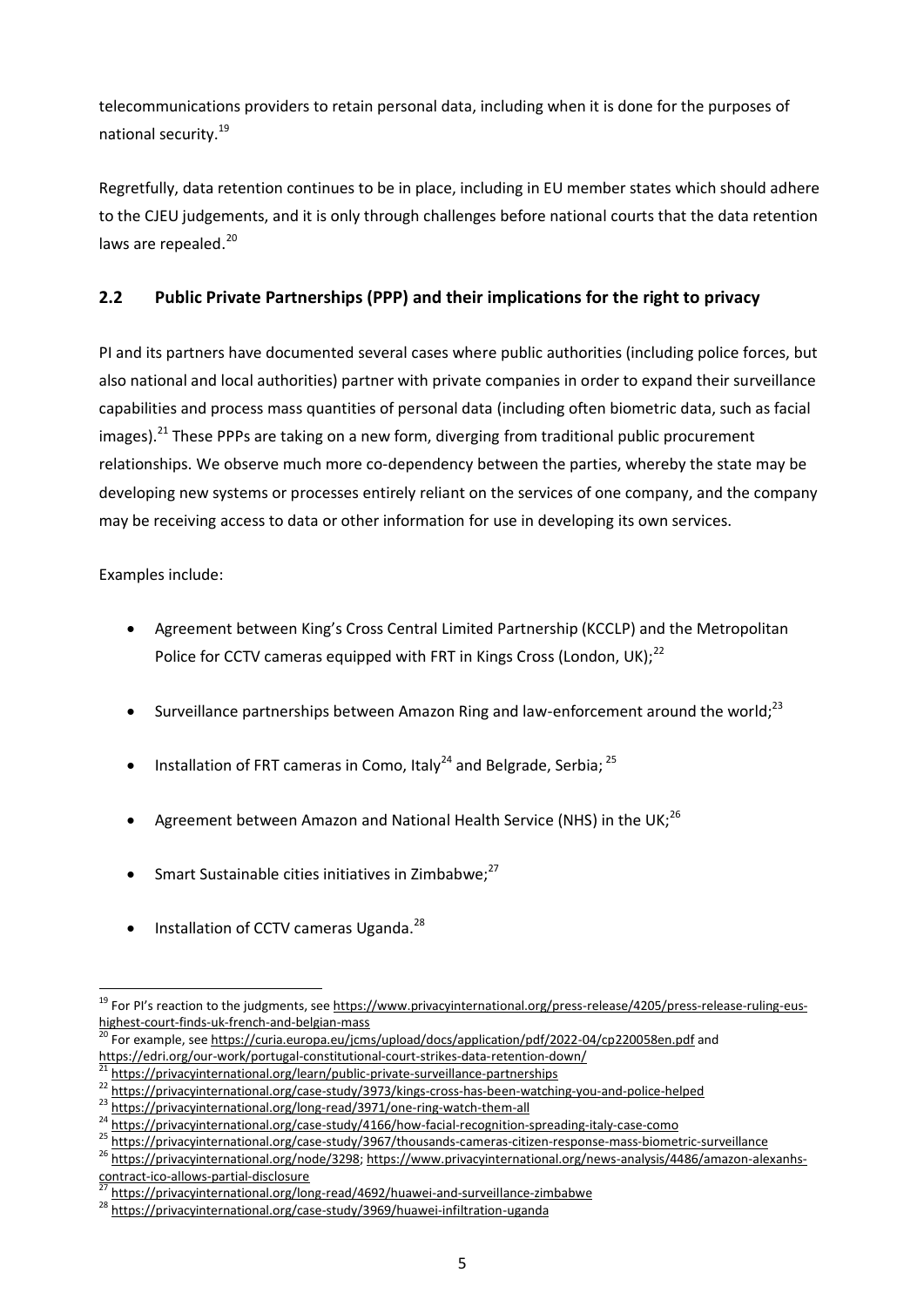telecommunications providers to retain personal data, including when it is done for the purposes of national security.[19]

Regretfully, data retention continues to be in place, including in EU member states which should adhere to the CJEU judgements, and it is only through challenges before national courts that the data retention laws are repealed.[20]

## 2.2 Public Private Partnerships (PPP) and their implications for the right to privacy

PI and its partners have documented several cases where public authorities (including police forces, but also national and local authorities) partner with private companies in order to expand their surveillance capabilities and process mass quantities of personal data (including often biometric data, such as facial images).[21] These PPPs are taking on a new form, diverging from traditional public procurement relationships. We observe much more co-dependency between the parties, whereby the state may be developing new systems or processes entirely reliant on the services of one company, and the company may be receiving access to data or other information for use in developing its own services.

Examples include:

- Agreement between King's Cross Central Limited Partnership (KCCLP) and the Metropolitan Police for CCTV cameras equipped with FRT in Kings Cross (London, UK);[22]
- Surveillance partnerships between Amazon Ring and law-enforcement around the world;[23]
- Installation of FRT cameras in Como, Italy[24] and Belgrade, Serbia; [25]
- Agreement between Amazon and National Health Service (NHS) in the UK;[26]
- Smart Sustainable cities initiatives in Zimbabwe;[27]
- Installation of CCTV cameras Uganda.[28]

---

[19] For PI's reaction to the judgments, see https://www.privacyinternational.org/press-release/4205/press-release-ruling-eus-highest-court-finds-uk-french-and-belgian-mass

[20] For example, see https://curia.europa.eu/jcms/upload/docs/application/pdf/2022-04/cp220058en.pdf and https://edri.org/our-work/portugal-constitutional-court-strikes-data-retention-down/

[21] https://privacyinternational.org/learn/public-private-surveillance-partnerships

[22] https://privacyinternational.org/case-study/3973/kings-cross-has-been-watching-you-and-police-helped

[23] https://privacyinternational.org/long-read/3971/one-ring-watch-them-all

[24] https://privacyinternational.org/case-study/4166/how-facial-recognition-spreading-italy-case-como

[25] https://privacyinternational.org/case-study/3967/thousands-cameras-citizen-response-mass-biometric-surveillance

[26] https://privacyinternational.org/node/3298; https://www.privacyinternational.org/news-analysis/4486/amazon-alexanhs-contract-ico-allows-partial-disclosure

[27] https://privacyinternational.org/long-read/4692/huawei-and-surveillance-zimbabwe

[28] https://privacyinternational.org/case-study/3969/huawei-infiltration-uganda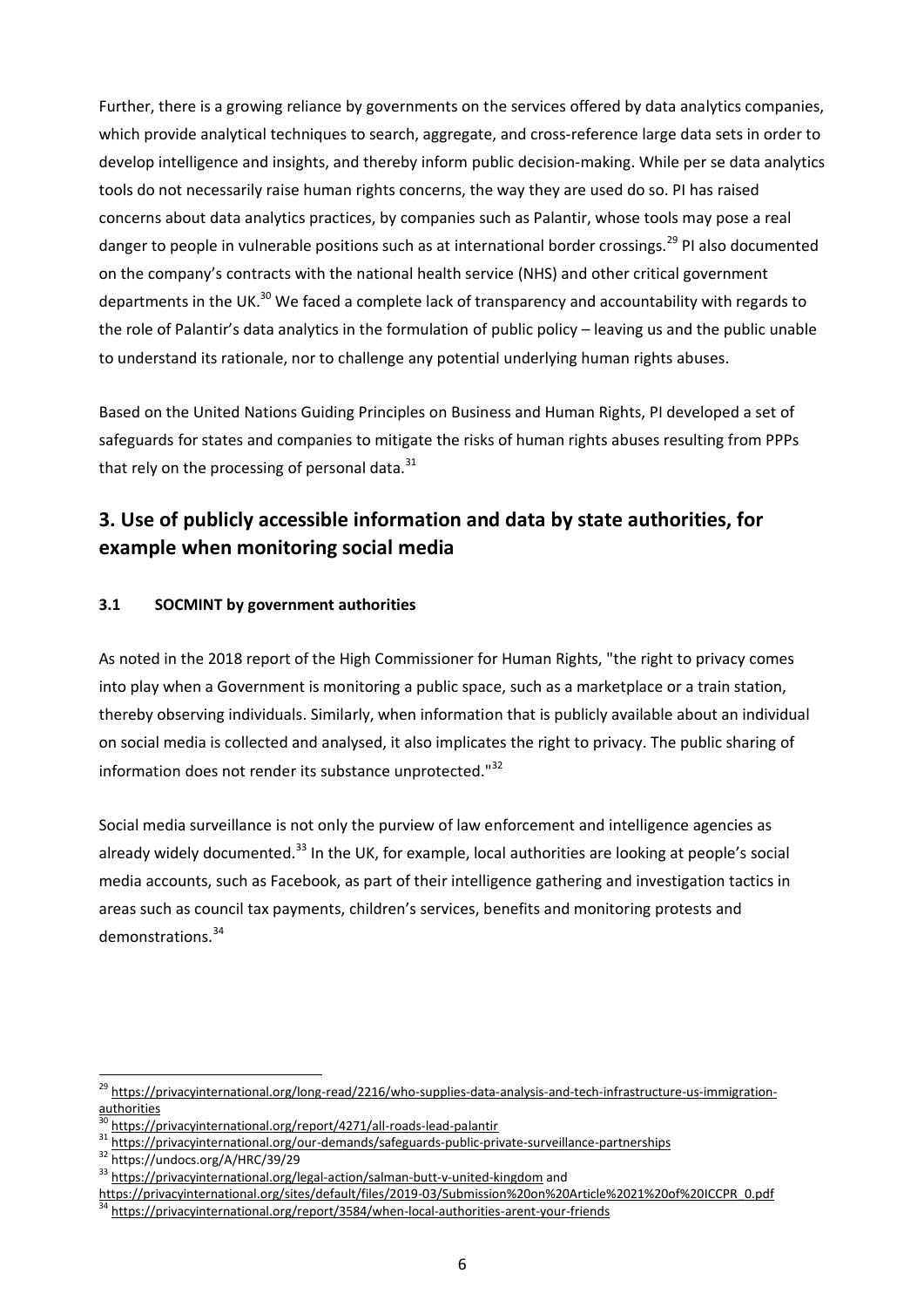Further, there is a growing reliance by governments on the services offered by data analytics companies, which provide analytical techniques to search, aggregate, and cross-reference large data sets in order to develop intelligence and insights, and thereby inform public decision-making. While per se data analytics tools do not necessarily raise human rights concerns, the way they are used do so. PI has raised concerns about data analytics practices, by companies such as Palantir, whose tools may pose a real danger to people in vulnerable positions such as at international border crossings.[29] PI also documented on the company's contracts with the national health service (NHS) and other critical government departments in the UK.[30] We faced a complete lack of transparency and accountability with regards to the role of Palantir's data analytics in the formulation of public policy – leaving us and the public unable to understand its rationale, nor to challenge any potential underlying human rights abuses.

Based on the United Nations Guiding Principles on Business and Human Rights, PI developed a set of safeguards for states and companies to mitigate the risks of human rights abuses resulting from PPPs that rely on the processing of personal data.[31]

## 3. Use of publicly accessible information and data by state authorities, for example when monitoring social media

### 3.1 SOCMINT by government authorities

As noted in the 2018 report of the High Commissioner for Human Rights, "the right to privacy comes into play when a Government is monitoring a public space, such as a marketplace or a train station, thereby observing individuals. Similarly, when information that is publicly available about an individual on social media is collected and analysed, it also implicates the right to privacy. The public sharing of information does not render its substance unprotected."[32]

Social media surveillance is not only the purview of law enforcement and intelligence agencies as already widely documented.[33] In the UK, for example, local authorities are looking at people's social media accounts, such as Facebook, as part of their intelligence gathering and investigation tactics in areas such as council tax payments, children's services, benefits and monitoring protests and demonstrations.[34]

---

[29] https://privacyinternational.org/long-read/2216/who-supplies-data-analysis-and-tech-infrastructure-us-immigration-authorities

[30] https://privacyinternational.org/report/4271/all-roads-lead-palantir

[31] https://privacyinternational.org/our-demands/safeguards-public-private-surveillance-partnerships

[32] https://undocs.org/A/HRC/39/29

[33] https://privacyinternational.org/legal-action/salman-butt-v-united-kingdom and https://privacyinternational.org/sites/default/files/2019-03/Submission%20on%20Article%2021%20of%20ICCPR_0.pdf

[34] https://privacyinternational.org/report/3584/when-local-authorities-arent-your-friends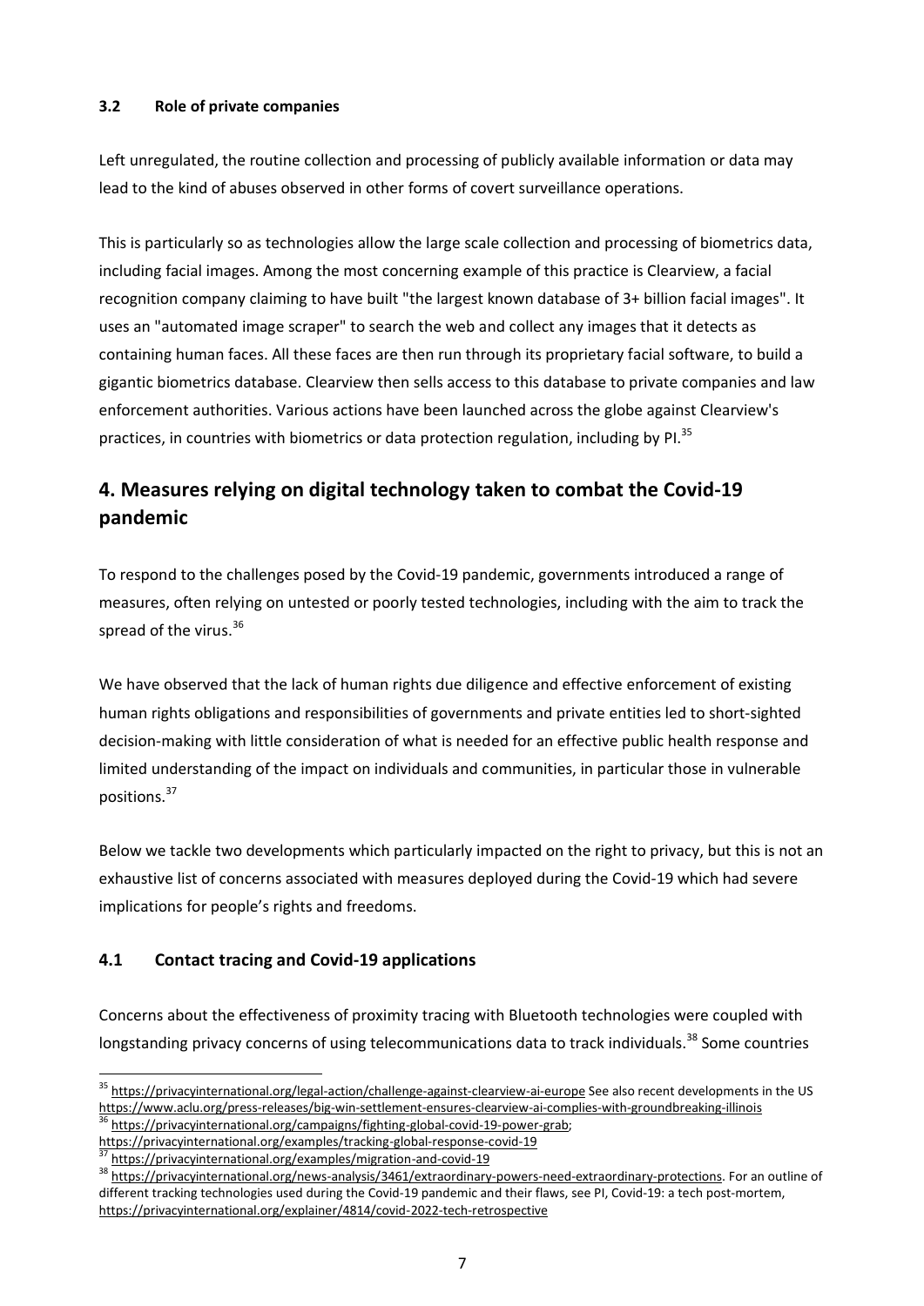### 3.2 Role of private companies

Left unregulated, the routine collection and processing of publicly available information or data may lead to the kind of abuses observed in other forms of covert surveillance operations.

This is particularly so as technologies allow the large scale collection and processing of biometrics data, including facial images. Among the most concerning example of this practice is Clearview, a facial recognition company claiming to have built "the largest known database of 3+ billion facial images". It uses an "automated image scraper" to search the web and collect any images that it detects as containing human faces. All these faces are then run through its proprietary facial software, to build a gigantic biometrics database. Clearview then sells access to this database to private companies and law enforcement authorities. Various actions have been launched across the globe against Clearview's practices, in countries with biometrics or data protection regulation, including by PI.[35]

## 4. Measures relying on digital technology taken to combat the Covid-19 pandemic

To respond to the challenges posed by the Covid-19 pandemic, governments introduced a range of measures, often relying on untested or poorly tested technologies, including with the aim to track the spread of the virus.[36]

We have observed that the lack of human rights due diligence and effective enforcement of existing human rights obligations and responsibilities of governments and private entities led to short-sighted decision-making with little consideration of what is needed for an effective public health response and limited understanding of the impact on individuals and communities, in particular those in vulnerable positions.[37]

Below we tackle two developments which particularly impacted on the right to privacy, but this is not an exhaustive list of concerns associated with measures deployed during the Covid-19 which had severe implications for people's rights and freedoms.

### 4.1 Contact tracing and Covid-19 applications

Concerns about the effectiveness of proximity tracing with Bluetooth technologies were coupled with longstanding privacy concerns of using telecommunications data to track individuals.[38] Some countries

---

[35] https://privacyinternational.org/legal-action/challenge-against-clearview-ai-europe See also recent developments in the US https://www.aclu.org/press-releases/big-win-settlement-ensures-clearview-ai-complies-with-groundbreaking-illinois

[36] https://privacyinternational.org/campaigns/fighting-global-covid-19-power-grab; https://privacyinternational.org/examples/tracking-global-response-covid-19

[37] https://privacyinternational.org/examples/migration-and-covid-19

[38] https://privacyinternational.org/news-analysis/3461/extraordinary-powers-need-extraordinary-protections. For an outline of different tracking technologies used during the Covid-19 pandemic and their flaws, see PI, Covid-19: a tech post-mortem, https://privacyinternational.org/explainer/4814/covid-2022-tech-retrospective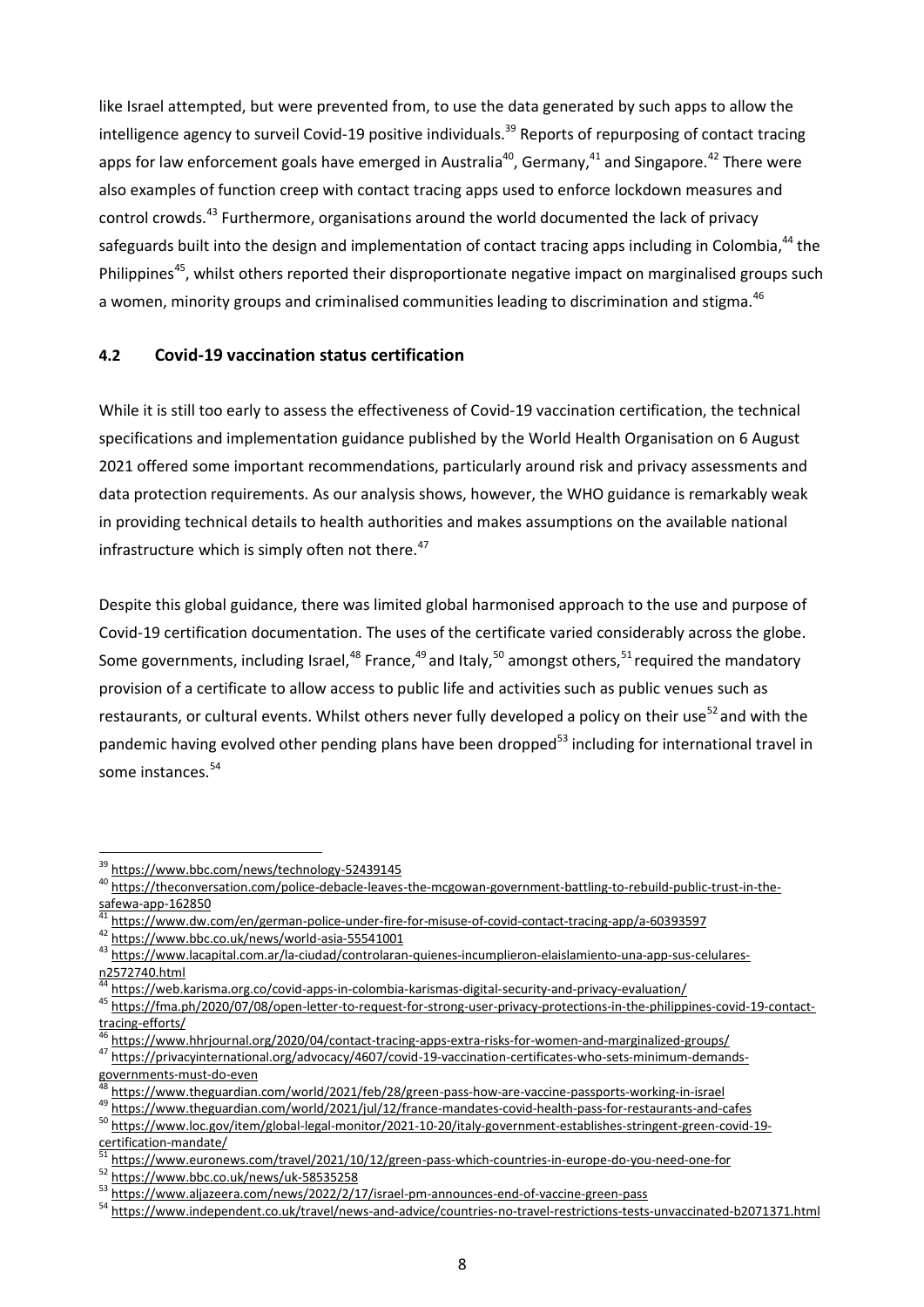like Israel attempted, but were prevented from, to use the data generated by such apps to allow the intelligence agency to surveil Covid-19 positive individuals.[39] Reports of repurposing of contact tracing apps for law enforcement goals have emerged in Australia[40], Germany,[41] and Singapore.[42] There were also examples of function creep with contact tracing apps used to enforce lockdown measures and control crowds.[43] Furthermore, organisations around the world documented the lack of privacy safeguards built into the design and implementation of contact tracing apps including in Colombia,[44] the Philippines[45], whilst others reported their disproportionate negative impact on marginalised groups such a women, minority groups and criminalised communities leading to discrimination and stigma.[46]

### 4.2 Covid-19 vaccination status certification

While it is still too early to assess the effectiveness of Covid-19 vaccination certification, the technical specifications and implementation guidance published by the World Health Organisation on 6 August 2021 offered some important recommendations, particularly around risk and privacy assessments and data protection requirements. As our analysis shows, however, the WHO guidance is remarkably weak in providing technical details to health authorities and makes assumptions on the available national infrastructure which is simply often not there.[47]

Despite this global guidance, there was limited global harmonised approach to the use and purpose of Covid-19 certification documentation. The uses of the certificate varied considerably across the globe. Some governments, including Israel,[48] France,[49] and Italy,[50] amongst others,[51] required the mandatory provision of a certificate to allow access to public life and activities such as public venues such as restaurants, or cultural events. Whilst others never fully developed a policy on their use[52] and with the pandemic having evolved other pending plans have been dropped[53] including for international travel in some instances.[54]

---

[39] https://www.bbc.com/news/technology-52439145

[40] https://theconversation.com/police-debacle-leaves-the-mcgowan-government-battling-to-rebuild-public-trust-in-the-safewa-app-162850

[41] https://www.dw.com/en/german-police-under-fire-for-misuse-of-covid-contact-tracing-app/a-60393597

[42] https://www.bbc.co.uk/news/world-asia-55541001

[43] https://www.lacapital.com.ar/la-ciudad/controlaran-quienes-incumplieron-elaislamiento-una-app-sus-celulares-n2572740.html

[44] https://web.karisma.org.co/covid-apps-in-colombia-karismas-digital-security-and-privacy-evaluation/

[45] https://fma.ph/2020/07/08/open-letter-to-request-for-strong-user-privacy-protections-in-the-philippines-covid-19-contact-tracing-efforts/

[46] https://www.hhrjournal.org/2020/04/contact-tracing-apps-extra-risks-for-women-and-marginalized-groups/

[47] https://privacyinternational.org/advocacy/4607/covid-19-vaccination-certificates-who-sets-minimum-demands-governments-must-do-even

[48] https://www.theguardian.com/world/2021/feb/28/green-pass-how-are-vaccine-passports-working-in-israel

[49] https://www.theguardian.com/world/2021/jul/12/france-mandates-covid-health-pass-for-restaurants-and-cafes

[50] https://www.loc.gov/item/global-legal-monitor/2021-10-20/italy-government-establishes-stringent-green-covid-19-certification-mandate/

[51] https://www.euronews.com/travel/2021/10/12/green-pass-which-countries-in-europe-do-you-need-one-for

[52] https://www.bbc.co.uk/news/uk-58535258

[53] https://www.aljazeera.com/news/2022/2/17/israel-pm-announces-end-of-vaccine-green-pass

[54] https://www.independent.co.uk/travel/news-and-advice/countries-no-travel-restrictions-tests-unvaccinated-b2071371.html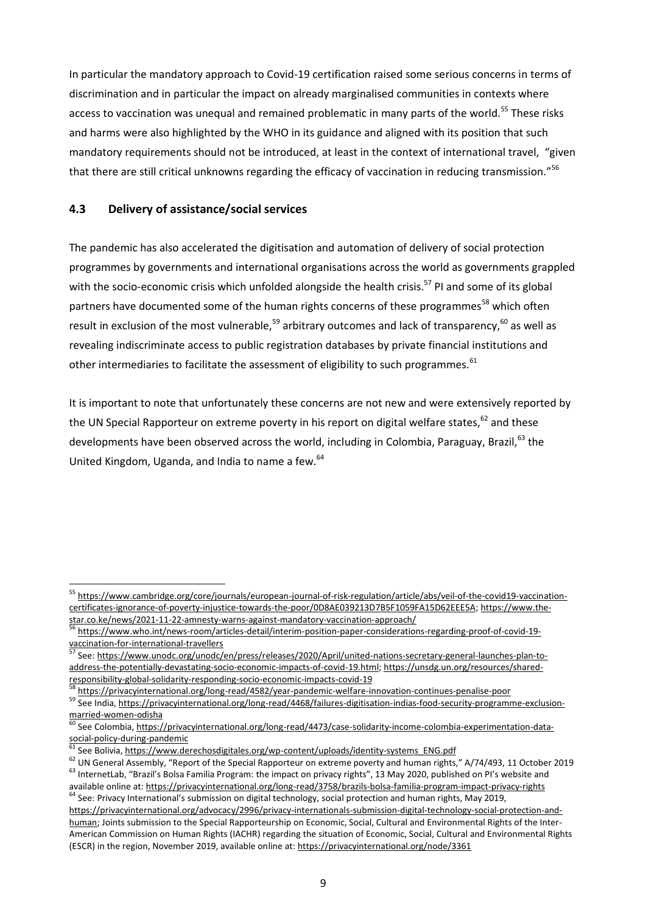In particular the mandatory approach to Covid-19 certification raised some serious concerns in terms of discrimination and in particular the impact on already marginalised communities in contexts where access to vaccination was unequal and remained problematic in many parts of the world.[55] These risks and harms were also highlighted by the WHO in its guidance and aligned with its position that such mandatory requirements should not be introduced, at least in the context of international travel, "given that there are still critical unknowns regarding the efficacy of vaccination in reducing transmission."[56]

### 4.3 Delivery of assistance/social services

The pandemic has also accelerated the digitisation and automation of delivery of social protection programmes by governments and international organisations across the world as governments grappled with the socio-economic crisis which unfolded alongside the health crisis.[57] PI and some of its global partners have documented some of the human rights concerns of these programmes[58] which often result in exclusion of the most vulnerable,[59] arbitrary outcomes and lack of transparency,[60] as well as revealing indiscriminate access to public registration databases by private financial institutions and other intermediaries to facilitate the assessment of eligibility to such programmes.[61]

It is important to note that unfortunately these concerns are not new and were extensively reported by the UN Special Rapporteur on extreme poverty in his report on digital welfare states,[62] and these developments have been observed across the world, including in Colombia, Paraguay, Brazil,[63] the United Kingdom, Uganda, and India to name a few.[64]

---

[55] https://www.cambridge.org/core/journals/european-journal-of-risk-regulation/article/abs/veil-of-the-covid19-vaccination-certificates-ignorance-of-poverty-injustice-towards-the-poor/0D8AE039213D7B5F1059FA15D62EEE5A; https://www.the-star.co.ke/news/2021-11-22-amnesty-warns-against-mandatory-vaccination-approach/

[56] https://www.who.int/news-room/articles-detail/interim-position-paper-considerations-regarding-proof-of-covid-19-vaccination-for-international-travellers

[57] See: https://www.unodc.org/unodc/en/press/releases/2020/April/united-nations-secretary-general-launches-plan-to-address-the-potentially-devastating-socio-economic-impacts-of-covid-19.html; https://unsdg.un.org/resources/shared-responsibility-global-solidarity-responding-socio-economic-impacts-covid-19

[58] https://privacyinternational.org/long-read/4582/year-pandemic-welfare-innovation-continues-penalise-poor

[59] See India, https://privacyinternational.org/long-read/4468/failures-digitisation-indias-food-security-programme-exclusion-married-women-odisha

[60] See Colombia, https://privacyinternational.org/long-read/4473/case-solidarity-income-colombia-experimentation-data-social-policy-during-pandemic

[61] See Bolivia, https://www.derechosdigitales.org/wp-content/uploads/identity-systems_ENG.pdf

[62] UN General Assembly, "Report of the Special Rapporteur on extreme poverty and human rights," A/74/493, 11 October 2019

[63] InternetLab, "Brazil's Bolsa Familia Program: the impact on privacy rights", 13 May 2020, published on PI's website and available online at: https://privacyinternational.org/long-read/3758/brazils-bolsa-familia-program-impact-privacy-rights

[64] See: Privacy International's submission on digital technology, social protection and human rights, May 2019, https://privacyinternational.org/advocacy/2996/privacy-internationals-submission-digital-technology-social-protection-and-human; Joints submission to the Special Rapporteurship on Economic, Social, Cultural and Environmental Rights of the Inter-American Commission on Human Rights (IACHR) regarding the situation of Economic, Social, Cultural and Environmental Rights (ESCR) in the region, November 2019, available online at: https://privacyinternational.org/node/3361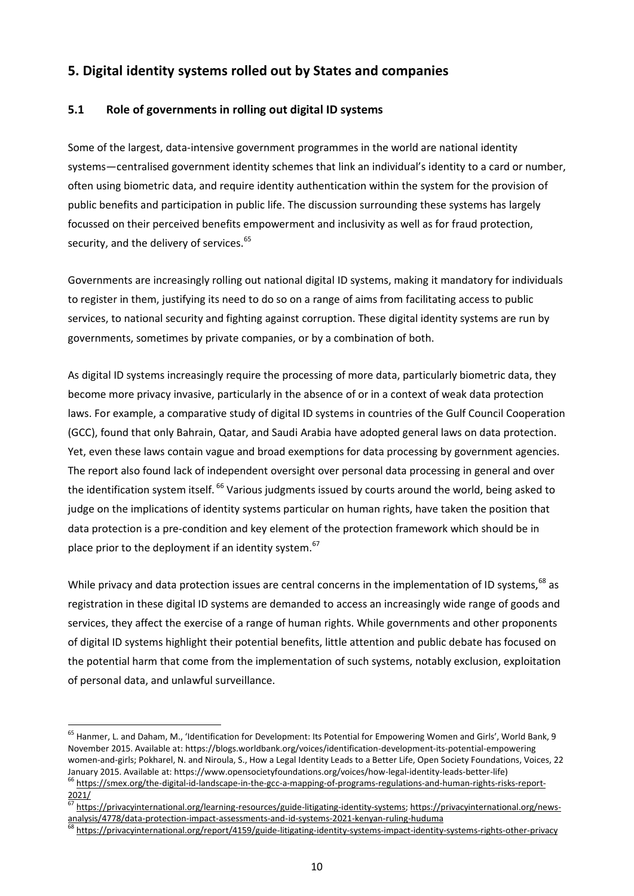## 5. Digital identity systems rolled out by States and companies

### 5.1 Role of governments in rolling out digital ID systems

Some of the largest, data-intensive government programmes in the world are national identity systems—centralised government identity schemes that link an individual's identity to a card or number, often using biometric data, and require identity authentication within the system for the provision of public benefits and participation in public life. The discussion surrounding these systems has largely focussed on their perceived benefits empowerment and inclusivity as well as for fraud protection, security, and the delivery of services.[65]

Governments are increasingly rolling out national digital ID systems, making it mandatory for individuals to register in them, justifying its need to do so on a range of aims from facilitating access to public services, to national security and fighting against corruption. These digital identity systems are run by governments, sometimes by private companies, or by a combination of both.

As digital ID systems increasingly require the processing of more data, particularly biometric data, they become more privacy invasive, particularly in the absence of or in a context of weak data protection laws. For example, a comparative study of digital ID systems in countries of the Gulf Council Cooperation (GCC), found that only Bahrain, Qatar, and Saudi Arabia have adopted general laws on data protection. Yet, even these laws contain vague and broad exemptions for data processing by government agencies. The report also found lack of independent oversight over personal data processing in general and over the identification system itself.[66] Various judgments issued by courts around the world, being asked to judge on the implications of identity systems particular on human rights, have taken the position that data protection is a pre-condition and key element of the protection framework which should be in place prior to the deployment if an identity system.[67]

While privacy and data protection issues are central concerns in the implementation of ID systems,[68] as registration in these digital ID systems are demanded to access an increasingly wide range of goods and services, they affect the exercise of a range of human rights. While governments and other proponents of digital ID systems highlight their potential benefits, little attention and public debate has focused on the potential harm that come from the implementation of such systems, notably exclusion, exploitation of personal data, and unlawful surveillance.

---

[65] Hanmer, L. and Daham, M., 'Identification for Development: Its Potential for Empowering Women and Girls', World Bank, 9 November 2015. Available at: https://blogs.worldbank.org/voices/identification-development-its-potential-empowering women-and-girls; Pokharel, N. and Niroula, S., How a Legal Identity Leads to a Better Life, Open Society Foundations, Voices, 22 January 2015. Available at: https://www.opensocietyfoundations.org/voices/how-legal-identity-leads-better-life)

[66] https://smex.org/the-digital-id-landscape-in-the-gcc-a-mapping-of-programs-regulations-and-human-rights-risks-report-2021/

[67] https://privacyinternational.org/learning-resources/guide-litigating-identity-systems; https://privacyinternational.org/news-analysis/4778/data-protection-impact-assessments-and-id-systems-2021-kenyan-ruling-huduma

[68] https://privacyinternational.org/report/4159/guide-litigating-identity-systems-impact-identity-systems-rights-other-privacy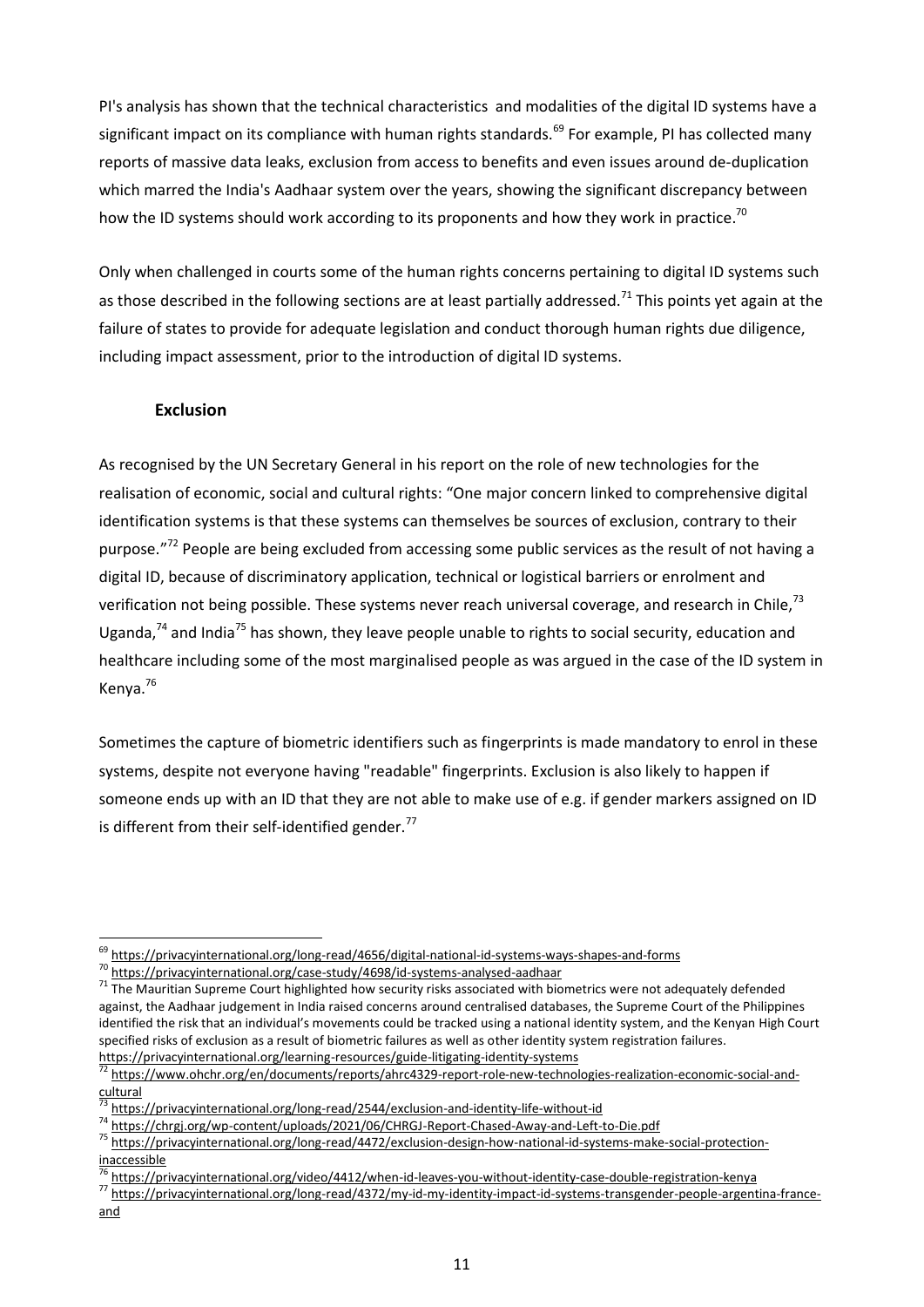PI's analysis has shown that the technical characteristics and modalities of the digital ID systems have a significant impact on its compliance with human rights standards.[69] For example, PI has collected many reports of massive data leaks, exclusion from access to benefits and even issues around de-duplication which marred the India's Aadhaar system over the years, showing the significant discrepancy between how the ID systems should work according to its proponents and how they work in practice.[70]

Only when challenged in courts some of the human rights concerns pertaining to digital ID systems such as those described in the following sections are at least partially addressed.[71] This points yet again at the failure of states to provide for adequate legislation and conduct thorough human rights due diligence, including impact assessment, prior to the introduction of digital ID systems.

### Exclusion

As recognised by the UN Secretary General in his report on the role of new technologies for the realisation of economic, social and cultural rights: "One major concern linked to comprehensive digital identification systems is that these systems can themselves be sources of exclusion, contrary to their purpose."[72] People are being excluded from accessing some public services as the result of not having a digital ID, because of discriminatory application, technical or logistical barriers or enrolment and verification not being possible. These systems never reach universal coverage, and research in Chile,[73] Uganda,[74] and India[75] has shown, they leave people unable to rights to social security, education and healthcare including some of the most marginalised people as was argued in the case of the ID system in Kenya.[76]

Sometimes the capture of biometric identifiers such as fingerprints is made mandatory to enrol in these systems, despite not everyone having "readable" fingerprints. Exclusion is also likely to happen if someone ends up with an ID that they are not able to make use of e.g. if gender markers assigned on ID is different from their self-identified gender.[77]

---

[69] https://privacyinternational.org/long-read/4656/digital-national-id-systems-ways-shapes-and-forms

[70] https://privacyinternational.org/case-study/4698/id-systems-analysed-aadhaar

[71] The Mauritian Supreme Court highlighted how security risks associated with biometrics were not adequately defended against, the Aadhaar judgement in India raised concerns around centralised databases, the Supreme Court of the Philippines identified the risk that an individual's movements could be tracked using a national identity system, and the Kenyan High Court specified risks of exclusion as a result of biometric failures as well as other identity system registration failures. https://privacyinternational.org/learning-resources/guide-litigating-identity-systems

[72] https://www.ohchr.org/en/documents/reports/ahrc4329-report-role-new-technologies-realization-economic-social-and-cultural

[73] https://privacyinternational.org/long-read/2544/exclusion-and-identity-life-without-id

[74] https://chrgj.org/wp-content/uploads/2021/06/CHRGJ-Report-Chased-Away-and-Left-to-Die.pdf

[75] https://privacyinternational.org/long-read/4472/exclusion-design-how-national-id-systems-make-social-protection-inaccessible

[76] https://privacyinternational.org/video/4412/when-id-leaves-you-without-identity-case-double-registration-kenya

[77] https://privacyinternational.org/long-read/4372/my-id-my-identity-impact-id-systems-transgender-people-argentina-france-and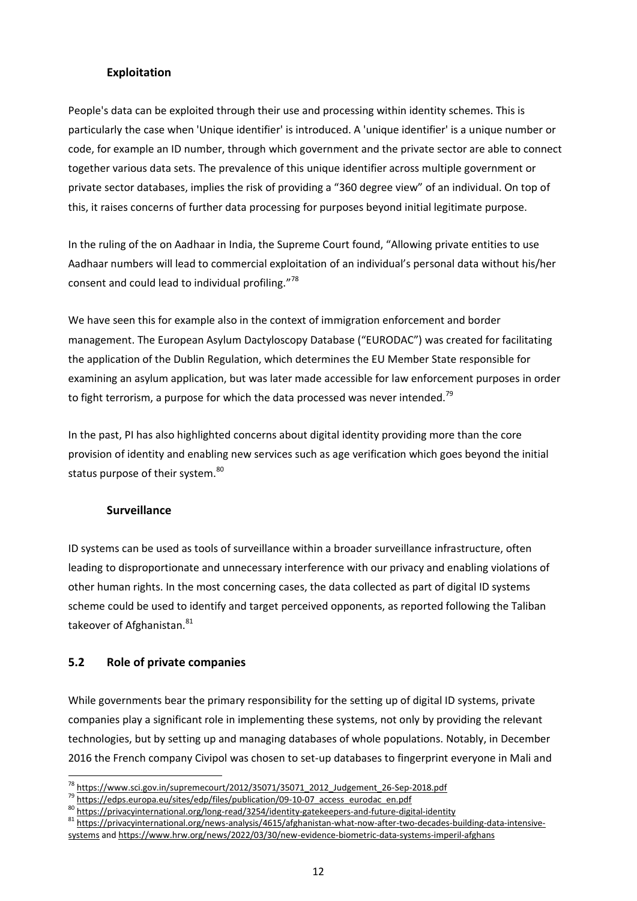### Exploitation

People's data can be exploited through their use and processing within identity schemes. This is particularly the case when 'Unique identifier' is introduced. A 'unique identifier' is a unique number or code, for example an ID number, through which government and the private sector are able to connect together various data sets. The prevalence of this unique identifier across multiple government or private sector databases, implies the risk of providing a "360 degree view" of an individual. On top of this, it raises concerns of further data processing for purposes beyond initial legitimate purpose.

In the ruling of the on Aadhaar in India, the Supreme Court found, "Allowing private entities to use Aadhaar numbers will lead to commercial exploitation of an individual's personal data without his/her consent and could lead to individual profiling."[78]

We have seen this for example also in the context of immigration enforcement and border management. The European Asylum Dactyloscopy Database ("EURODAC") was created for facilitating the application of the Dublin Regulation, which determines the EU Member State responsible for examining an asylum application, but was later made accessible for law enforcement purposes in order to fight terrorism, a purpose for which the data processed was never intended.[79]

In the past, PI has also highlighted concerns about digital identity providing more than the core provision of identity and enabling new services such as age verification which goes beyond the initial status purpose of their system.[80]

### Surveillance

ID systems can be used as tools of surveillance within a broader surveillance infrastructure, often leading to disproportionate and unnecessary interference with our privacy and enabling violations of other human rights. In the most concerning cases, the data collected as part of digital ID systems scheme could be used to identify and target perceived opponents, as reported following the Taliban takeover of Afghanistan.[81]

## 5.2 Role of private companies

While governments bear the primary responsibility for the setting up of digital ID systems, private companies play a significant role in implementing these systems, not only by providing the relevant technologies, but by setting up and managing databases of whole populations. Notably, in December 2016 the French company Civipol was chosen to set-up databases to fingerprint everyone in Mali and

---

[78] https://www.sci.gov.in/supremecourt/2012/35071/35071_2012_Judgement_26-Sep-2018.pdf

[79] https://edps.europa.eu/sites/edp/files/publication/09-10-07_access_eurodac_en.pdf

[80] https://privacyinternational.org/long-read/3254/identity-gatekeepers-and-future-digital-identity

[81] https://privacyinternational.org/news-analysis/4615/afghanistan-what-now-after-two-decades-building-data-intensive-systems and https://www.hrw.org/news/2022/03/30/new-evidence-biometric-data-systems-imperil-afghans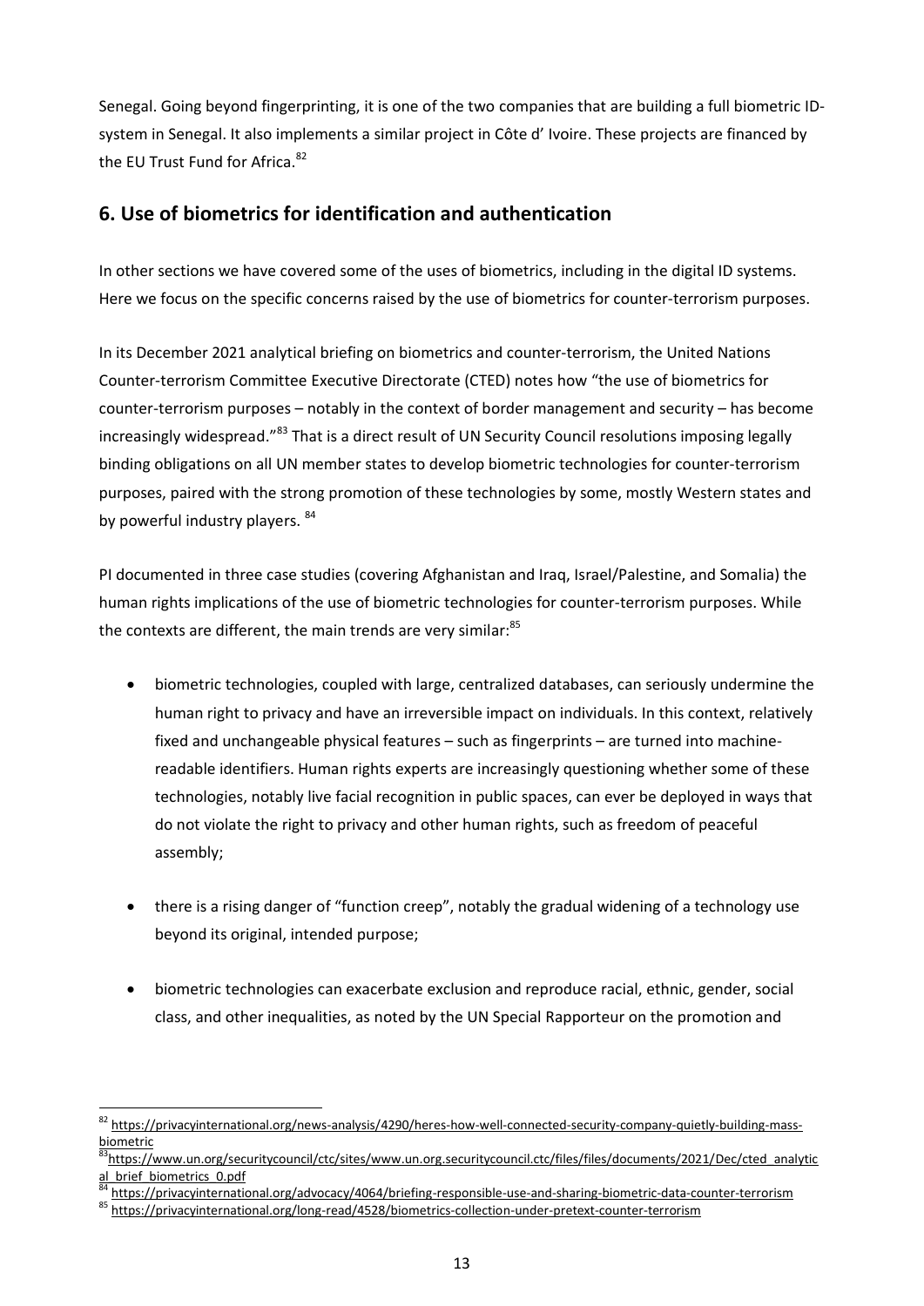Senegal. Going beyond fingerprinting, it is one of the two companies that are building a full biometric ID-system in Senegal. It also implements a similar project in Côte d' Ivoire. These projects are financed by the EU Trust Fund for Africa.[82]

## 6. Use of biometrics for identification and authentication

In other sections we have covered some of the uses of biometrics, including in the digital ID systems. Here we focus on the specific concerns raised by the use of biometrics for counter-terrorism purposes.

In its December 2021 analytical briefing on biometrics and counter-terrorism, the United Nations Counter-terrorism Committee Executive Directorate (CTED) notes how "the use of biometrics for counter-terrorism purposes – notably in the context of border management and security – has become increasingly widespread."[83] That is a direct result of UN Security Council resolutions imposing legally binding obligations on all UN member states to develop biometric technologies for counter-terrorism purposes, paired with the strong promotion of these technologies by some, mostly Western states and by powerful industry players. [84]

PI documented in three case studies (covering Afghanistan and Iraq, Israel/Palestine, and Somalia) the human rights implications of the use of biometric technologies for counter-terrorism purposes. While the contexts are different, the main trends are very similar:[85]

- biometric technologies, coupled with large, centralized databases, can seriously undermine the human right to privacy and have an irreversible impact on individuals. In this context, relatively fixed and unchangeable physical features – such as fingerprints – are turned into machine-readable identifiers. Human rights experts are increasingly questioning whether some of these technologies, notably live facial recognition in public spaces, can ever be deployed in ways that do not violate the right to privacy and other human rights, such as freedom of peaceful assembly;

- there is a rising danger of "function creep", notably the gradual widening of a technology use beyond its original, intended purpose;

- biometric technologies can exacerbate exclusion and reproduce racial, ethnic, gender, social class, and other inequalities, as noted by the UN Special Rapporteur on the promotion and

---

[82] https://privacyinternational.org/news-analysis/4290/heres-how-well-connected-security-company-quietly-building-mass-biometric

[83] https://www.un.org/securitycouncil/ctc/sites/www.un.org.securitycouncil.ctc/files/files/documents/2021/Dec/cted_analytical_brief_biometrics_0.pdf

[84] https://privacyinternational.org/advocacy/4064/briefing-responsible-use-and-sharing-biometric-data-counter-terrorism

[85] https://privacyinternational.org/long-read/4528/biometrics-collection-under-pretext-counter-terrorism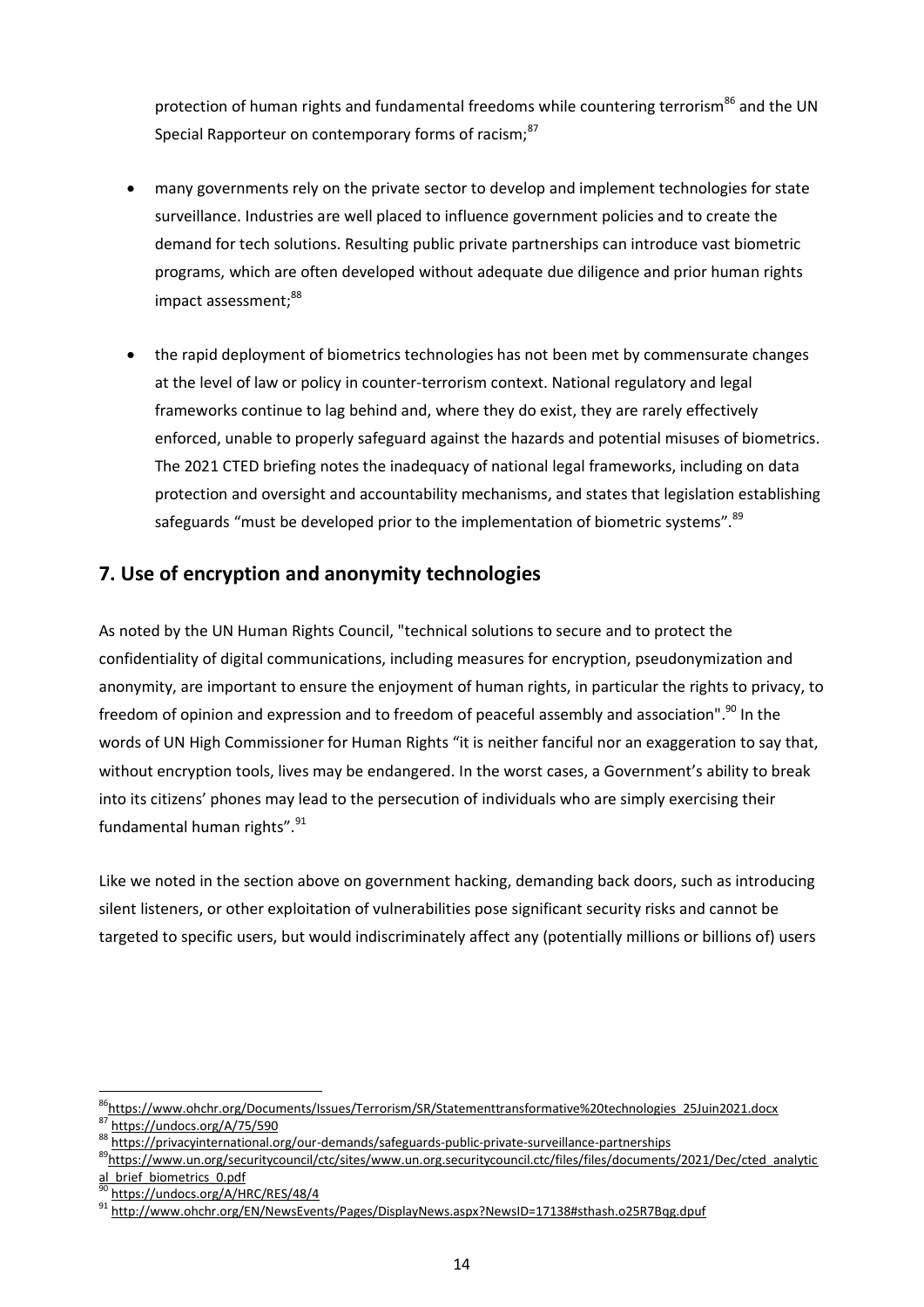protection of human rights and fundamental freedoms while countering terrorism[86] and the UN Special Rapporteur on contemporary forms of racism;[87]

- many governments rely on the private sector to develop and implement technologies for state surveillance. Industries are well placed to influence government policies and to create the demand for tech solutions. Resulting public private partnerships can introduce vast biometric programs, which are often developed without adequate due diligence and prior human rights impact assessment;[88]

- the rapid deployment of biometrics technologies has not been met by commensurate changes at the level of law or policy in counter-terrorism context. National regulatory and legal frameworks continue to lag behind and, where they do exist, they are rarely effectively enforced, unable to properly safeguard against the hazards and potential misuses of biometrics. The 2021 CTED briefing notes the inadequacy of national legal frameworks, including on data protection and oversight and accountability mechanisms, and states that legislation establishing safeguards "must be developed prior to the implementation of biometric systems".[89]

## 7. Use of encryption and anonymity technologies

As noted by the UN Human Rights Council, "technical solutions to secure and to protect the confidentiality of digital communications, including measures for encryption, pseudonymization and anonymity, are important to ensure the enjoyment of human rights, in particular the rights to privacy, to freedom of opinion and expression and to freedom of peaceful assembly and association".[90] In the words of UN High Commissioner for Human Rights "it is neither fanciful nor an exaggeration to say that, without encryption tools, lives may be endangered. In the worst cases, a Government's ability to break into its citizens' phones may lead to the persecution of individuals who are simply exercising their fundamental human rights".[91]

Like we noted in the section above on government hacking, demanding back doors, such as introducing silent listeners, or other exploitation of vulnerabilities pose significant security risks and cannot be targeted to specific users, but would indiscriminately affect any (potentially millions or billions of) users

---

[86] https://www.ohchr.org/Documents/Issues/Terrorism/SR/Statementtransformative%20technologies_25Juin2021.docx

[87] https://undocs.org/A/75/590

[88] https://privacyinternational.org/our-demands/safeguards-public-private-surveillance-partnerships

[89] https://www.un.org/securitycouncil/ctc/sites/www.un.org.securitycouncil.ctc/files/files/documents/2021/Dec/cted_analytical_brief_biometrics_0.pdf

[90] https://undocs.org/A/HRC/RES/48/4

[91] http://www.ohchr.org/EN/NewsEvents/Pages/DisplayNews.aspx?NewsID=17138#sthash.o25R7Bqg.dpuf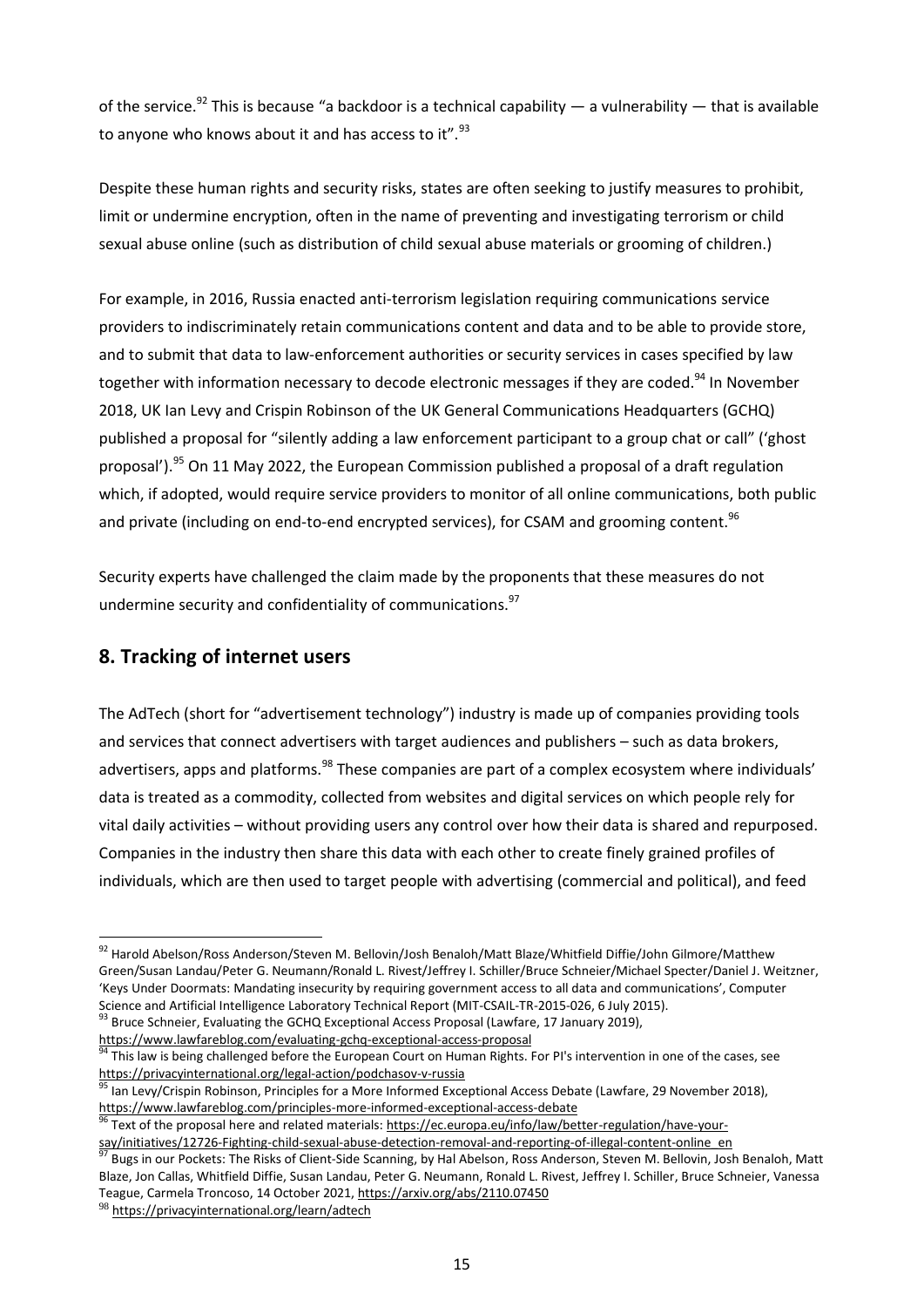of the service.[92] This is because "a backdoor is a technical capability — a vulnerability — that is available to anyone who knows about it and has access to it".[93]

Despite these human rights and security risks, states are often seeking to justify measures to prohibit, limit or undermine encryption, often in the name of preventing and investigating terrorism or child sexual abuse online (such as distribution of child sexual abuse materials or grooming of children.)

For example, in 2016, Russia enacted anti-terrorism legislation requiring communications service providers to indiscriminately retain communications content and data and to be able to provide store, and to submit that data to law-enforcement authorities or security services in cases specified by law together with information necessary to decode electronic messages if they are coded.[94] In November 2018, UK Ian Levy and Crispin Robinson of the UK General Communications Headquarters (GCHQ) published a proposal for "silently adding a law enforcement participant to a group chat or call" ('ghost proposal').[95] On 11 May 2022, the European Commission published a proposal of a draft regulation which, if adopted, would require service providers to monitor of all online communications, both public and private (including on end-to-end encrypted services), for CSAM and grooming content.[96]

Security experts have challenged the claim made by the proponents that these measures do not undermine security and confidentiality of communications.[97]

## 8. Tracking of internet users

The AdTech (short for "advertisement technology") industry is made up of companies providing tools and services that connect advertisers with target audiences and publishers – such as data brokers, advertisers, apps and platforms.[98] These companies are part of a complex ecosystem where individuals' data is treated as a commodity, collected from websites and digital services on which people rely for vital daily activities – without providing users any control over how their data is shared and repurposed. Companies in the industry then share this data with each other to create finely grained profiles of individuals, which are then used to target people with advertising (commercial and political), and feed

---

[92] Harold Abelson/Ross Anderson/Steven M. Bellovin/Josh Benaloh/Matt Blaze/Whitfield Diffie/John Gilmore/Matthew Green/Susan Landau/Peter G. Neumann/Ronald L. Rivest/Jeffrey I. Schiller/Bruce Schneier/Michael Specter/Daniel J. Weitzner, 'Keys Under Doormats: Mandating insecurity by requiring government access to all data and communications', Computer Science and Artificial Intelligence Laboratory Technical Report (MIT-CSAIL-TR-2015-026, 6 July 2015).

[93] Bruce Schneier, Evaluating the GCHQ Exceptional Access Proposal (Lawfare, 17 January 2019), https://www.lawfareblog.com/evaluating-gchq-exceptional-access-proposal

[94] This law is being challenged before the European Court on Human Rights. For PI's intervention in one of the cases, see https://privacyinternational.org/legal-action/podchasov-v-russia

[95] Ian Levy/Crispin Robinson, Principles for a More Informed Exceptional Access Debate (Lawfare, 29 November 2018), https://www.lawfareblog.com/principles-more-informed-exceptional-access-debate

[96] Text of the proposal here and related materials: https://ec.europa.eu/info/law/better-regulation/have-your-say/initiatives/12726-Fighting-child-sexual-abuse-detection-removal-and-reporting-of-illegal-content-online_en

[97] Bugs in our Pockets: The Risks of Client-Side Scanning, by Hal Abelson, Ross Anderson, Steven M. Bellovin, Josh Benaloh, Matt Blaze, Jon Callas, Whitfield Diffie, Susan Landau, Peter G. Neumann, Ronald L. Rivest, Jeffrey I. Schiller, Bruce Schneier, Vanessa Teague, Carmela Troncoso, 14 October 2021, https://arxiv.org/abs/2110.07450

[98] https://privacyinternational.org/learn/adtech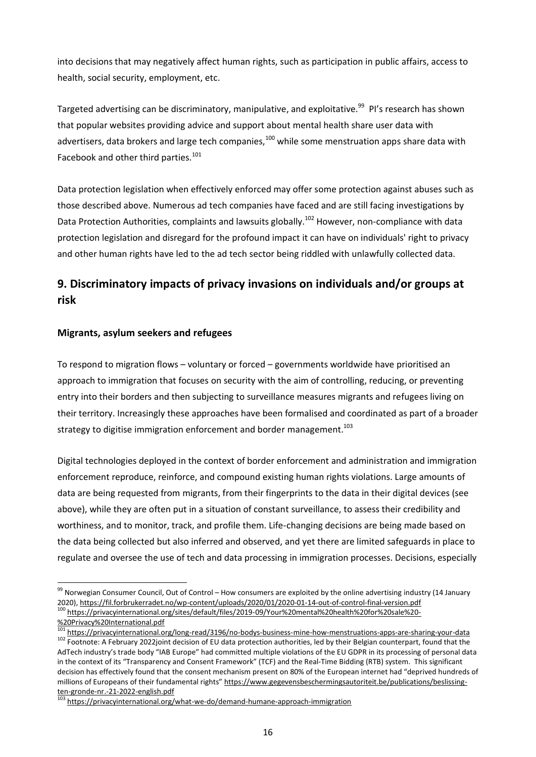into decisions that may negatively affect human rights, such as participation in public affairs, access to health, social security, employment, etc.

Targeted advertising can be discriminatory, manipulative, and exploitative.[99] PI's research has shown that popular websites providing advice and support about mental health share user data with advertisers, data brokers and large tech companies,[100] while some menstruation apps share data with Facebook and other third parties.[101]

Data protection legislation when effectively enforced may offer some protection against abuses such as those described above. Numerous ad tech companies have faced and are still facing investigations by Data Protection Authorities, complaints and lawsuits globally.[102] However, non-compliance with data protection legislation and disregard for the profound impact it can have on individuals' right to privacy and other human rights have led to the ad tech sector being riddled with unlawfully collected data.

## 9. Discriminatory impacts of privacy invasions on individuals and/or groups at risk

### Migrants, asylum seekers and refugees

To respond to migration flows – voluntary or forced – governments worldwide have prioritised an approach to immigration that focuses on security with the aim of controlling, reducing, or preventing entry into their borders and then subjecting to surveillance measures migrants and refugees living on their territory. Increasingly these approaches have been formalised and coordinated as part of a broader strategy to digitise immigration enforcement and border management.[103]

Digital technologies deployed in the context of border enforcement and administration and immigration enforcement reproduce, reinforce, and compound existing human rights violations. Large amounts of data are being requested from migrants, from their fingerprints to the data in their digital devices (see above), while they are often put in a situation of constant surveillance, to assess their credibility and worthiness, and to monitor, track, and profile them. Life-changing decisions are being made based on the data being collected but also inferred and observed, and yet there are limited safeguards in place to regulate and oversee the use of tech and data processing in immigration processes. Decisions, especially

---

[99] Norwegian Consumer Council, Out of Control – How consumers are exploited by the online advertising industry (14 January 2020), https://fil.forbrukerradet.no/wp-content/uploads/2020/01/2020-01-14-out-of-control-final-version.pdf

[100] https://privacyinternational.org/sites/default/files/2019-09/Your%20mental%20health%20for%20sale%20-%20Privacy%20International.pdf

[101] https://privacyinternational.org/long-read/3196/no-bodys-business-mine-how-menstruations-apps-are-sharing-your-data

[102] Footnote: A February 2022joint decision of EU data protection authorities, led by their Belgian counterpart, found that the AdTech industry's trade body "IAB Europe" had committed multiple violations of the EU GDPR in its processing of personal data in the context of its "Transparency and Consent Framework" (TCF) and the Real-Time Bidding (RTB) system. This significant decision has effectively found that the consent mechanism present on 80% of the European internet had "deprived hundreds of millions of Europeans of their fundamental rights" https://www.gegevensbeschermingsautoriteit.be/publications/beslissing-ten-gronde-nr.-21-2022-english.pdf

[103] https://privacyinternational.org/what-we-do/demand-humane-approach-immigration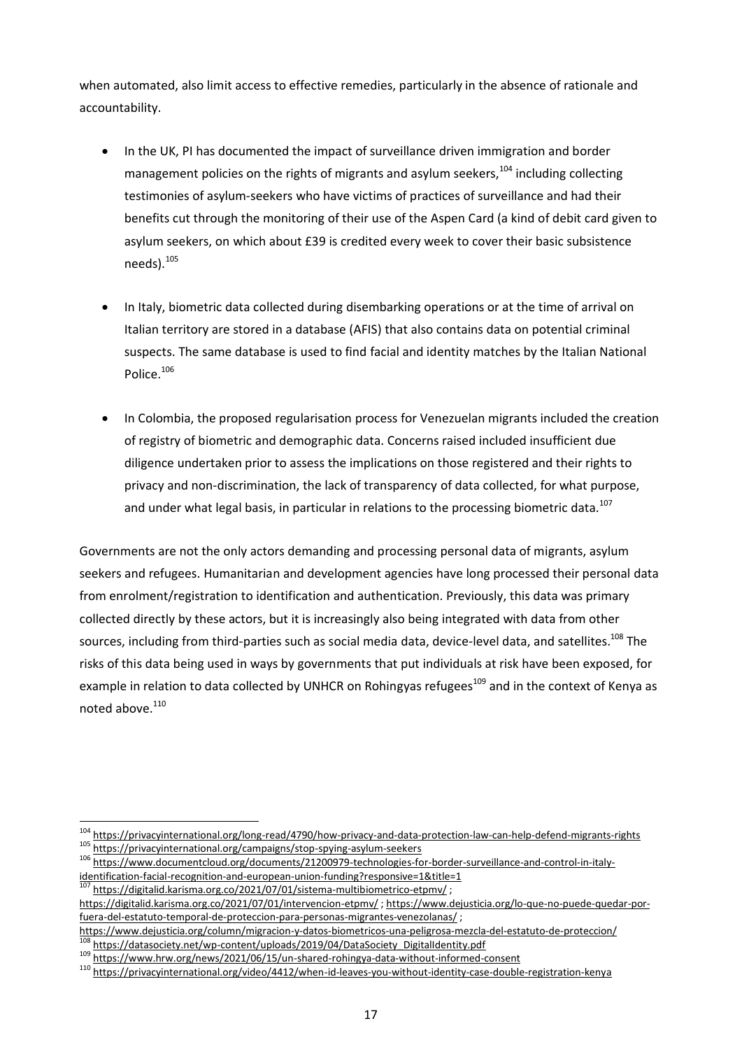when automated, also limit access to effective remedies, particularly in the absence of rationale and accountability.

- In the UK, PI has documented the impact of surveillance driven immigration and border management policies on the rights of migrants and asylum seekers,[104] including collecting testimonies of asylum-seekers who have victims of practices of surveillance and had their benefits cut through the monitoring of their use of the Aspen Card (a kind of debit card given to asylum seekers, on which about £39 is credited every week to cover their basic subsistence needs).[105]

- In Italy, biometric data collected during disembarking operations or at the time of arrival on Italian territory are stored in a database (AFIS) that also contains data on potential criminal suspects. The same database is used to find facial and identity matches by the Italian National Police.[106]

- In Colombia, the proposed regularisation process for Venezuelan migrants included the creation of registry of biometric and demographic data. Concerns raised included insufficient due diligence undertaken prior to assess the implications on those registered and their rights to privacy and non-discrimination, the lack of transparency of data collected, for what purpose, and under what legal basis, in particular in relations to the processing biometric data.[107]

Governments are not the only actors demanding and processing personal data of migrants, asylum seekers and refugees. Humanitarian and development agencies have long processed their personal data from enrolment/registration to identification and authentication. Previously, this data was primary collected directly by these actors, but it is increasingly also being integrated with data from other sources, including from third-parties such as social media data, device-level data, and satellites.[108] The risks of this data being used in ways by governments that put individuals at risk have been exposed, for example in relation to data collected by UNHCR on Rohingyas refugees[109] and in the context of Kenya as noted above.[110]

---

[104] https://privacyinternational.org/long-read/4790/how-privacy-and-data-protection-law-can-help-defend-migrants-rights

[105] https://privacyinternational.org/campaigns/stop-spying-asylum-seekers

[106] https://www.documentcloud.org/documents/21200979-technologies-for-border-surveillance-and-control-in-italy-identification-facial-recognition-and-european-union-funding?responsive=1&title=1

[107] https://digitalid.karisma.org.co/2021/07/01/sistema-multibiometrico-etpmv/ ; https://digitalid.karisma.org.co/2021/07/01/intervencion-etpmv/ ; https://www.dejusticia.org/lo-que-no-puede-quedar-por-fuera-del-estatuto-temporal-de-proteccion-para-personas-migrantes-venezolanas/ ; https://www.dejusticia.org/column/migracion-y-datos-biometricos-una-peligrosa-mezcla-del-estatuto-de-proteccion/

[108] https://datasociety.net/wp-content/uploads/2019/04/DataSociety_DigitalIdentity.pdf

[109] https://www.hrw.org/news/2021/06/15/un-shared-rohingya-data-without-informed-consent

[110] https://privacyinternational.org/video/4412/when-id-leaves-you-without-identity-case-double-registration-kenya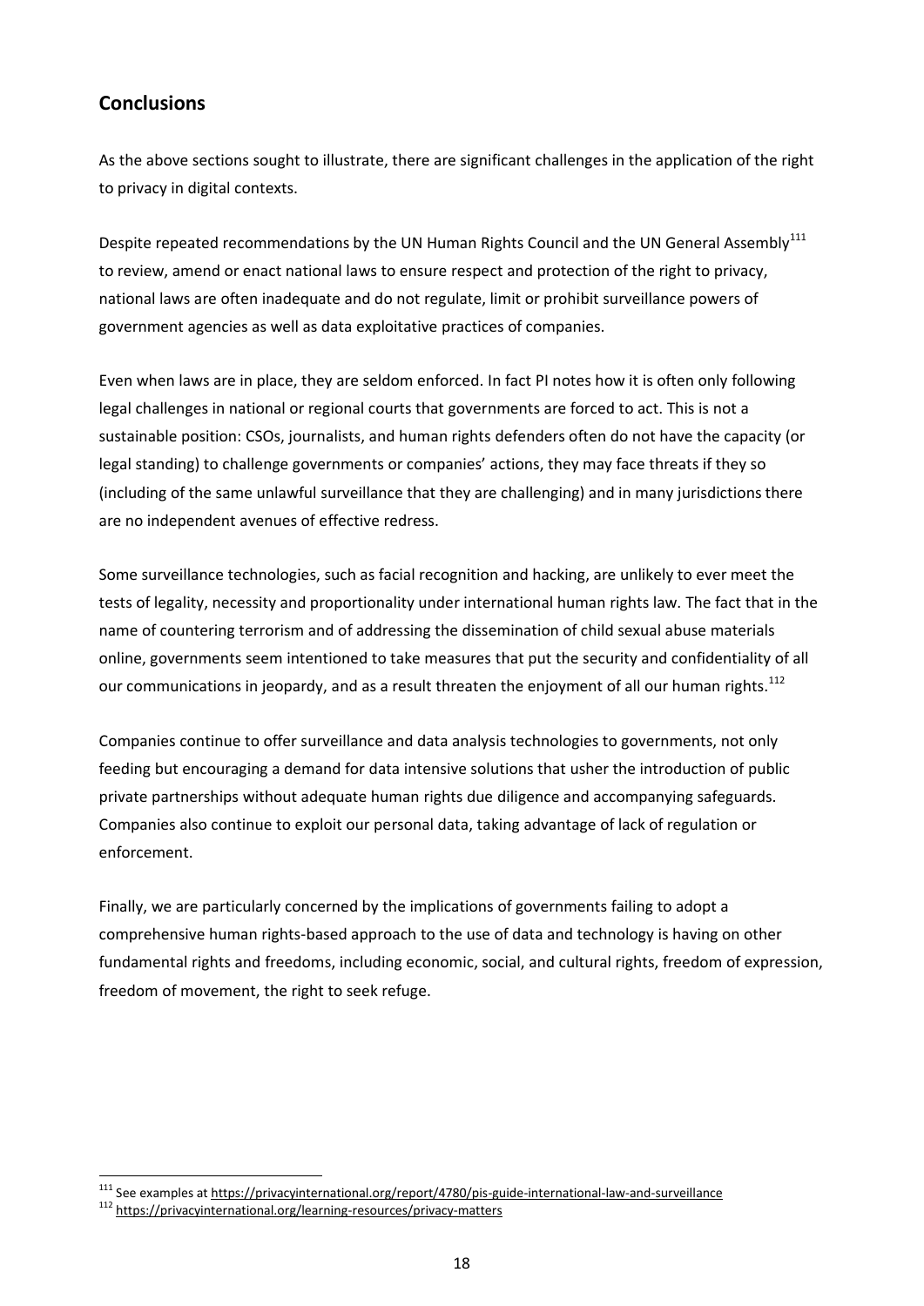## Conclusions

As the above sections sought to illustrate, there are significant challenges in the application of the right to privacy in digital contexts.

Despite repeated recommendations by the UN Human Rights Council and the UN General Assembly[111] to review, amend or enact national laws to ensure respect and protection of the right to privacy, national laws are often inadequate and do not regulate, limit or prohibit surveillance powers of government agencies as well as data exploitative practices of companies.

Even when laws are in place, they are seldom enforced. In fact PI notes how it is often only following legal challenges in national or regional courts that governments are forced to act. This is not a sustainable position: CSOs, journalists, and human rights defenders often do not have the capacity (or legal standing) to challenge governments or companies' actions, they may face threats if they so (including of the same unlawful surveillance that they are challenging) and in many jurisdictions there are no independent avenues of effective redress.

Some surveillance technologies, such as facial recognition and hacking, are unlikely to ever meet the tests of legality, necessity and proportionality under international human rights law. The fact that in the name of countering terrorism and of addressing the dissemination of child sexual abuse materials online, governments seem intentioned to take measures that put the security and confidentiality of all our communications in jeopardy, and as a result threaten the enjoyment of all our human rights.[112]

Companies continue to offer surveillance and data analysis technologies to governments, not only feeding but encouraging a demand for data intensive solutions that usher the introduction of public private partnerships without adequate human rights due diligence and accompanying safeguards. Companies also continue to exploit our personal data, taking advantage of lack of regulation or enforcement.

Finally, we are particularly concerned by the implications of governments failing to adopt a comprehensive human rights-based approach to the use of data and technology is having on other fundamental rights and freedoms, including economic, social, and cultural rights, freedom of expression, freedom of movement, the right to seek refuge.

[111] See examples at https://privacyinternational.org/report/4780/pis-guide-international-law-and-surveillance

[112] https://privacyinternational.org/learning-resources/privacy-matters